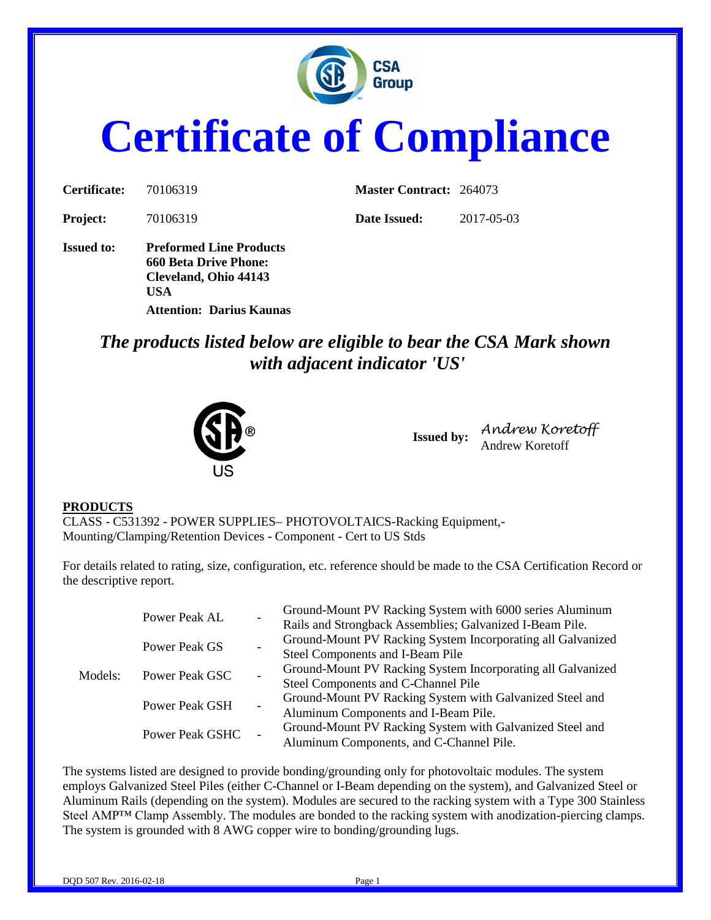# Certificate of Compliance

| | | | |
|---|---|---|---|
| **Certificate:** | 70106319 | **Master Contract:** | 264073 |
| **Project:** | 70106319 | **Date Issued:** | 2017-05-03 |

**Issued to:** **Preformed Line Products**
**660 Beta Drive Phone:**
**Cleveland, Ohio 44143**
**USA**
**Attention: Darius Kaunas**

***The products listed below are eligible to bear the CSA Mark shown with adjacent indicator 'US'***

US

**Issued by:** *Andrew Koretoff*
Andrew Koretoff

**PRODUCTS**

CLASS - C531392 - POWER SUPPLIES– PHOTOVOLTAICS-Racking Equipment,- Mounting/Clamping/Retention Devices - Component - Cert to US Stds

For details related to rating, size, configuration, etc. reference should be made to the CSA Certification Record or the descriptive report.

| | | | |
|---|---|---|---|
| Models: | Power Peak AL | - | Ground-Mount PV Racking System with 6000 series Aluminum Rails and Strongback Assemblies; Galvanized I-Beam Pile. |
| | Power Peak GS | - | Ground-Mount PV Racking System Incorporating all Galvanized Steel Components and I-Beam Pile |
| | Power Peak GSC | - | Ground-Mount PV Racking System Incorporating all Galvanized Steel Components and C-Channel Pile |
| | Power Peak GSH | - | Ground-Mount PV Racking System with Galvanized Steel and Aluminum Components and I-Beam Pile. |
| | Power Peak GSHC | - | Ground-Mount PV Racking System with Galvanized Steel and Aluminum Components, and C-Channel Pile. |

The systems listed are designed to provide bonding/grounding only for photovoltaic modules. The system employs Galvanized Steel Piles (either C-Channel or I-Beam depending on the system), and Galvanized Steel or Aluminum Rails (depending on the system). Modules are secured to the racking system with a Type 300 Stainless Steel AMP™ Clamp Assembly. The modules are bonded to the racking system with anodization-piercing clamps. The system is grounded with 8 AWG copper wire to bonding/grounding lugs.

DQD 507 Rev. 2016-02-18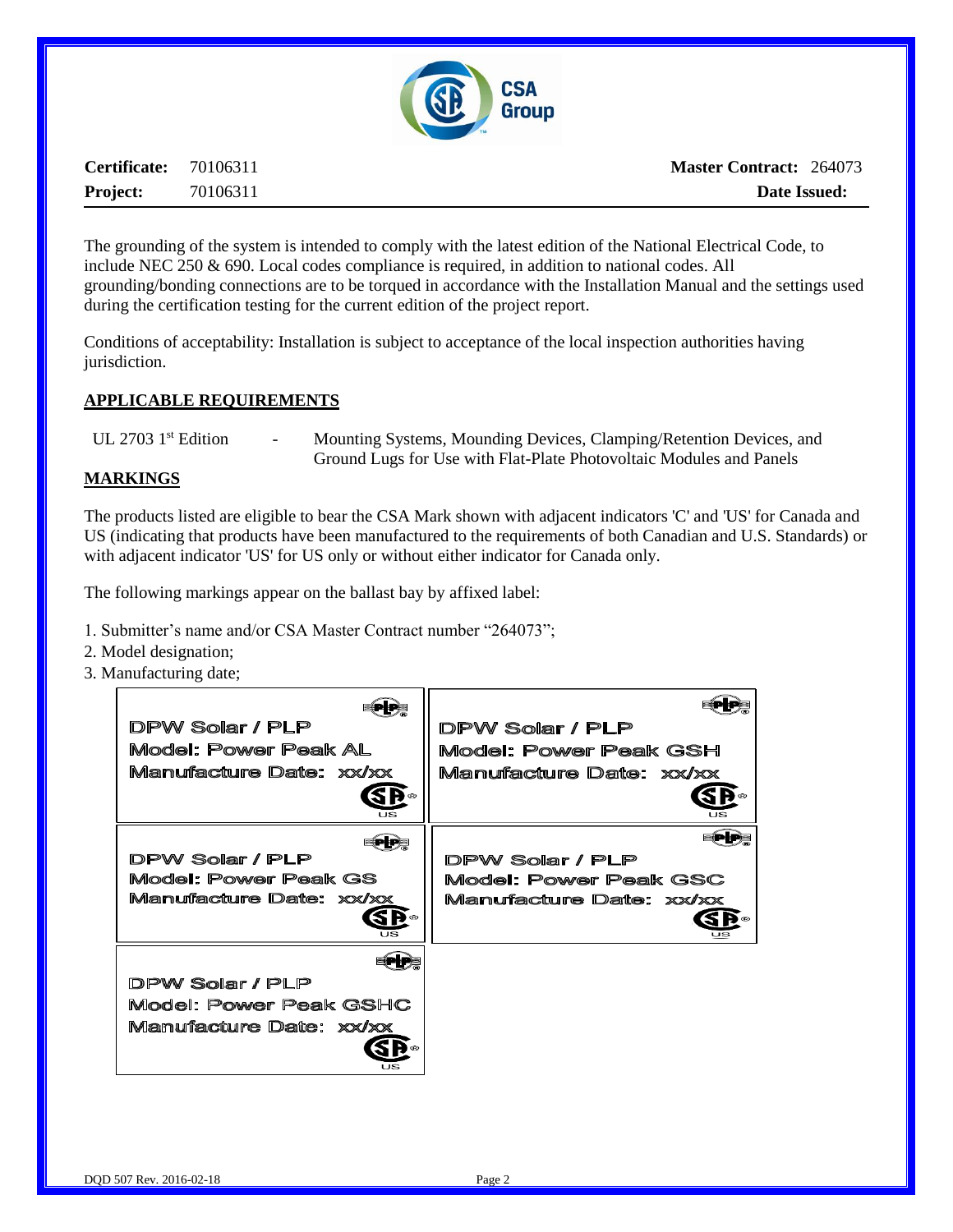| **Certificate:** | 70106311 | **Master Contract:** | 264073 |
|---|---|---|---|
| **Project:** | 70106311 | **Date Issued:** | |

The grounding of the system is intended to comply with the latest edition of the National Electrical Code, to include NEC 250 & 690. Local codes compliance is required, in addition to national codes. All grounding/bonding connections are to be torqued in accordance with the Installation Manual and the settings used during the certification testing for the current edition of the project report.

Conditions of acceptability: Installation is subject to acceptance of the local inspection authorities having jurisdiction.

## APPLICABLE REQUIREMENTS

UL 2703 1st Edition - Mounting Systems, Mounding Devices, Clamping/Retention Devices, and Ground Lugs for Use with Flat-Plate Photovoltaic Modules and Panels

## MARKINGS

The products listed are eligible to bear the CSA Mark shown with adjacent indicators 'C' and 'US' for Canada and US (indicating that products have been manufactured to the requirements of both Canadian and U.S. Standards) or with adjacent indicator 'US' for US only or without either indicator for Canada only.

The following markings appear on the ballast bay by affixed label:

1. Submitter's name and/or CSA Master Contract number "264073";
2. Model designation;
3. Manufacturing date;

| | |
|---|---|
| DPW Solar / PLP<br>Model: Power Peak AL<br>Manufacture Date: xx/xx<br>US | DPW Solar / PLP<br>Model: Power Peak GSH<br>Manufacture Date: xx/xx<br>US |
| DPW Solar / PLP<br>Model: Power Peak GS<br>Manufacture Date: xx/xx<br>US | DPW Solar / PLP<br>Model: Power Peak GSC<br>Manufacture Date: xx/xx<br>US |
| DPW Solar / PLP<br>Model: Power Peak GSHC<br>Manufacture Date: xx/xx<br>US | |

DQD 507 Rev. 2016-02-18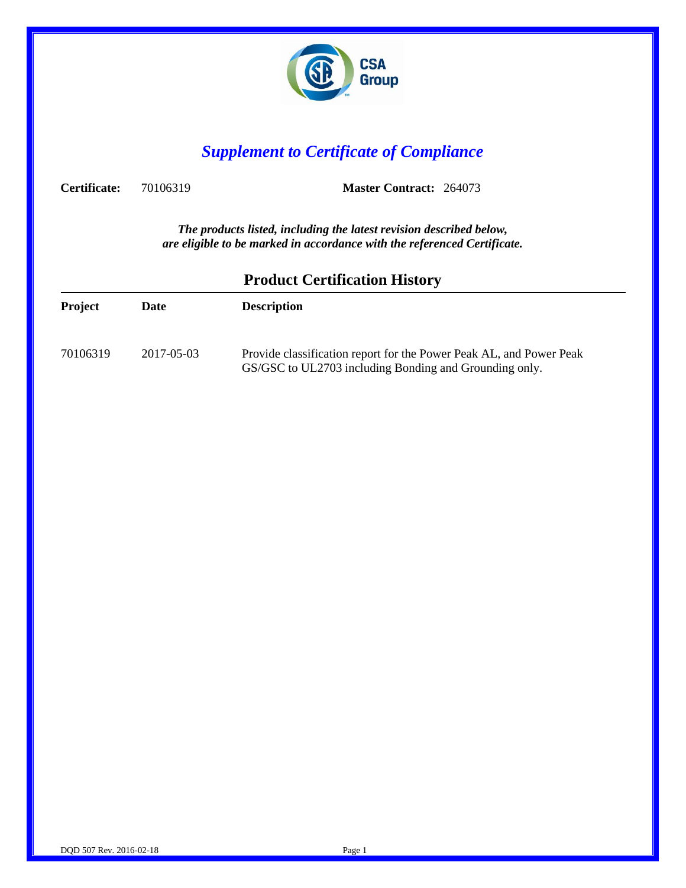# *Supplement to Certificate of Compliance*

**Certificate:** 70106319 **Master Contract:** 264073

***The products listed, including the latest revision described below, are eligible to be marked in accordance with the referenced Certificate.***

## Product Certification History

| Project | Date | Description |
|---|---|---|
| 70106319 | 2017-05-03 | Provide classification report for the Power Peak AL, and Power Peak GS/GSC to UL2703 including Bonding and Grounding only. |

DQD 507 Rev. 2016-02-18